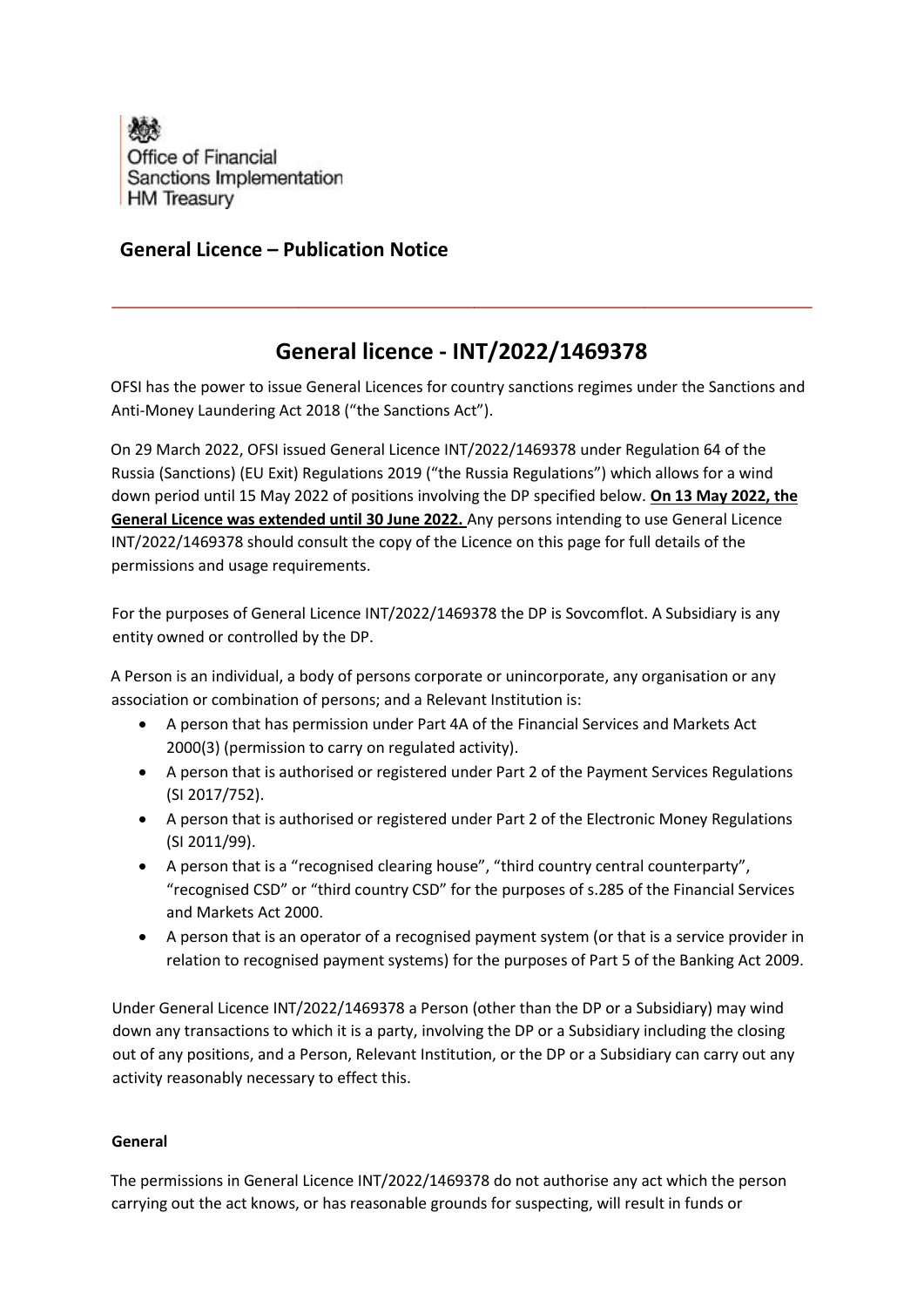Office of Financial Sanctions Implementation
HM Treasury

## General Licence – Publication Notice

---

# General licence - INT/2022/1469378

OFSI has the power to issue General Licences for country sanctions regimes under the Sanctions and Anti-Money Laundering Act 2018 ("the Sanctions Act").

On 29 March 2022, OFSI issued General Licence INT/2022/1469378 under Regulation 64 of the Russia (Sanctions) (EU Exit) Regulations 2019 ("the Russia Regulations") which allows for a wind down period until 15 May 2022 of positions involving the DP specified below. **On 13 May 2022, the General Licence was extended until 30 June 2022.** Any persons intending to use General Licence INT/2022/1469378 should consult the copy of the Licence on this page for full details of the permissions and usage requirements.

For the purposes of General Licence INT/2022/1469378 the DP is Sovcomflot. A Subsidiary is any entity owned or controlled by the DP.

A Person is an individual, a body of persons corporate or unincorporate, any organisation or any association or combination of persons; and a Relevant Institution is:

- A person that has permission under Part 4A of the Financial Services and Markets Act 2000(3) (permission to carry on regulated activity).
- A person that is authorised or registered under Part 2 of the Payment Services Regulations (SI 2017/752).
- A person that is authorised or registered under Part 2 of the Electronic Money Regulations (SI 2011/99).
- A person that is a "recognised clearing house", "third country central counterparty", "recognised CSD" or "third country CSD" for the purposes of s.285 of the Financial Services and Markets Act 2000.
- A person that is an operator of a recognised payment system (or that is a service provider in relation to recognised payment systems) for the purposes of Part 5 of the Banking Act 2009.

Under General Licence INT/2022/1469378 a Person (other than the DP or a Subsidiary) may wind down any transactions to which it is a party, involving the DP or a Subsidiary including the closing out of any positions, and a Person, Relevant Institution, or the DP or a Subsidiary can carry out any activity reasonably necessary to effect this.

#### General

The permissions in General Licence INT/2022/1469378 do not authorise any act which the person carrying out the act knows, or has reasonable grounds for suspecting, will result in funds or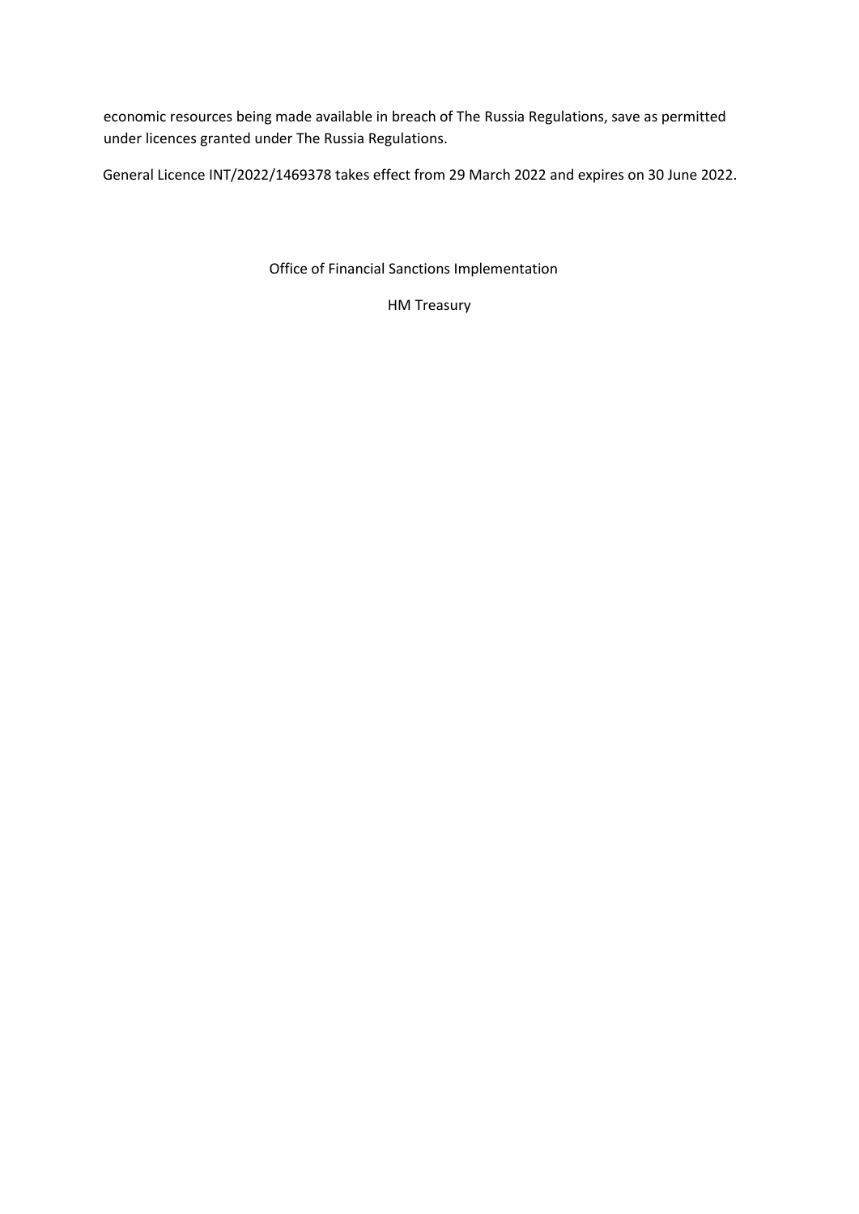economic resources being made available in breach of The Russia Regulations, save as permitted under licences granted under The Russia Regulations.

General Licence INT/2022/1469378 takes effect from 29 March 2022 and expires on 30 June 2022.

Office of Financial Sanctions Implementation

HM Treasury